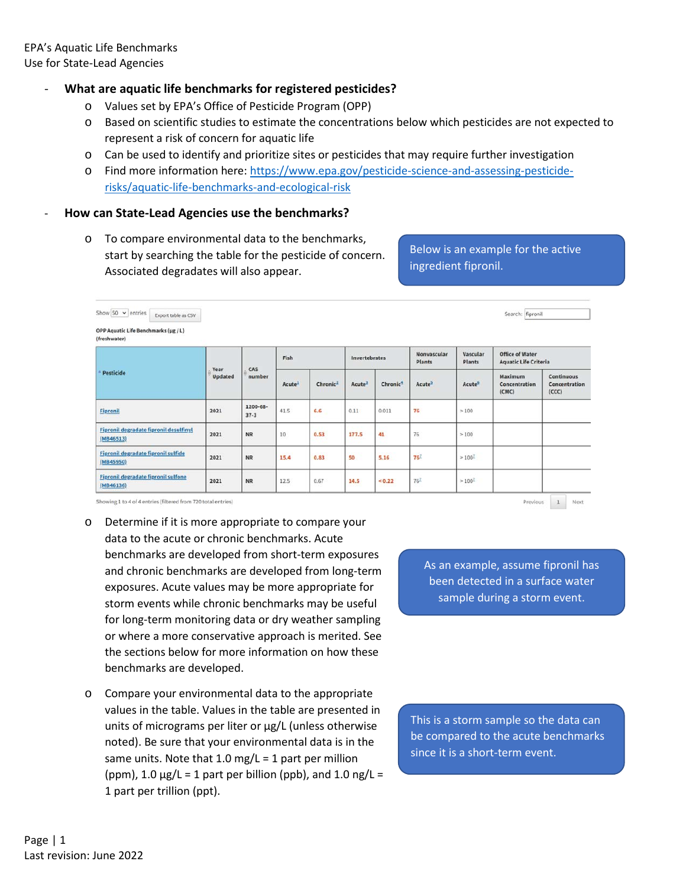EPA's Aquatic Life Benchmarks
Use for State-Lead Agencies

- **What are aquatic life benchmarks for registered pesticides?**
  - Values set by EPA's Office of Pesticide Program (OPP)
  - Based on scientific studies to estimate the concentrations below which pesticides are not expected to represent a risk of concern for aquatic life
  - Can be used to identify and prioritize sites or pesticides that may require further investigation
  - Find more information here: https://www.epa.gov/pesticide-science-and-assessing-pesticide-risks/aquatic-life-benchmarks-and-ecological-risk

- **How can State-Lead Agencies use the benchmarks?**
  - To compare environmental data to the benchmarks, start by searching the table for the pesticide of concern. Associated degradates will also appear.

Below is an example for the active ingredient fipronil.

Show 50 entries | Export table as CSV | Search: fipronil

OPP Aquatic Life Benchmarks (µg / L) (freshwater)

| Pesticide | Year Updated | CAS number | Fish | | Invertebrates | | Nonvascular Plants | Vascular Plants | Office of Water Aquatic Life Criteria | |
|---|---|---|---|---|---|---|---|---|---|---|
| | | | Acute[1] | Chronic[2] | Acute[3] | Chronic[4] | Acute[5] | Acute[6] | Maximum Concentration (CMC) | Continuous Concentration (CCC) |
| Fipronil | 2021 | 1200-68-37-3 | 41.5 | 6.6 | 0.11 | 0.011 | 76 | > 100 | | |
| Fipronil degradate fipronil desulfinyl (MB46513) | 2021 | NR | 10 | 0.53 | 177.5 | 41 | 76 | > 100 | | |
| Fipronil degradate fipronil sulfide (MB45950) | 2021 | NR | 15.4 | 0.83 | 50 | 5.16 | 76[7] | > 100[7] | | |
| Fipronil degradate fipronil sulfone (MB46136) | 2021 | NR | 12.5 | 0.67 | 14.5 | < 0.22 | 76[7] | > 100[7] | | |

Showing 1 to 4 of 4 entries (filtered from 720 total entries) | Previous | 1 | Next

  - Determine if it is more appropriate to compare your data to the acute or chronic benchmarks. Acute benchmarks are developed from short-term exposures and chronic benchmarks are developed from long-term exposures. Acute values may be more appropriate for storm events while chronic benchmarks may be useful for long-term monitoring data or dry weather sampling or where a more conservative approach is merited. See the sections below for more information on how these benchmarks are developed.

As an example, assume fipronil has been detected in a surface water sample during a storm event.

  - Compare your environmental data to the appropriate values in the table. Values in the table are presented in units of micrograms per liter or µg/L (unless otherwise noted). Be sure that your environmental data is in the same units. Note that 1.0 mg/L = 1 part per million (ppm), 1.0 µg/L = 1 part per billion (ppb), and 1.0 ng/L = 1 part per trillion (ppt).

This is a storm sample so the data can be compared to the acute benchmarks since it is a short-term event.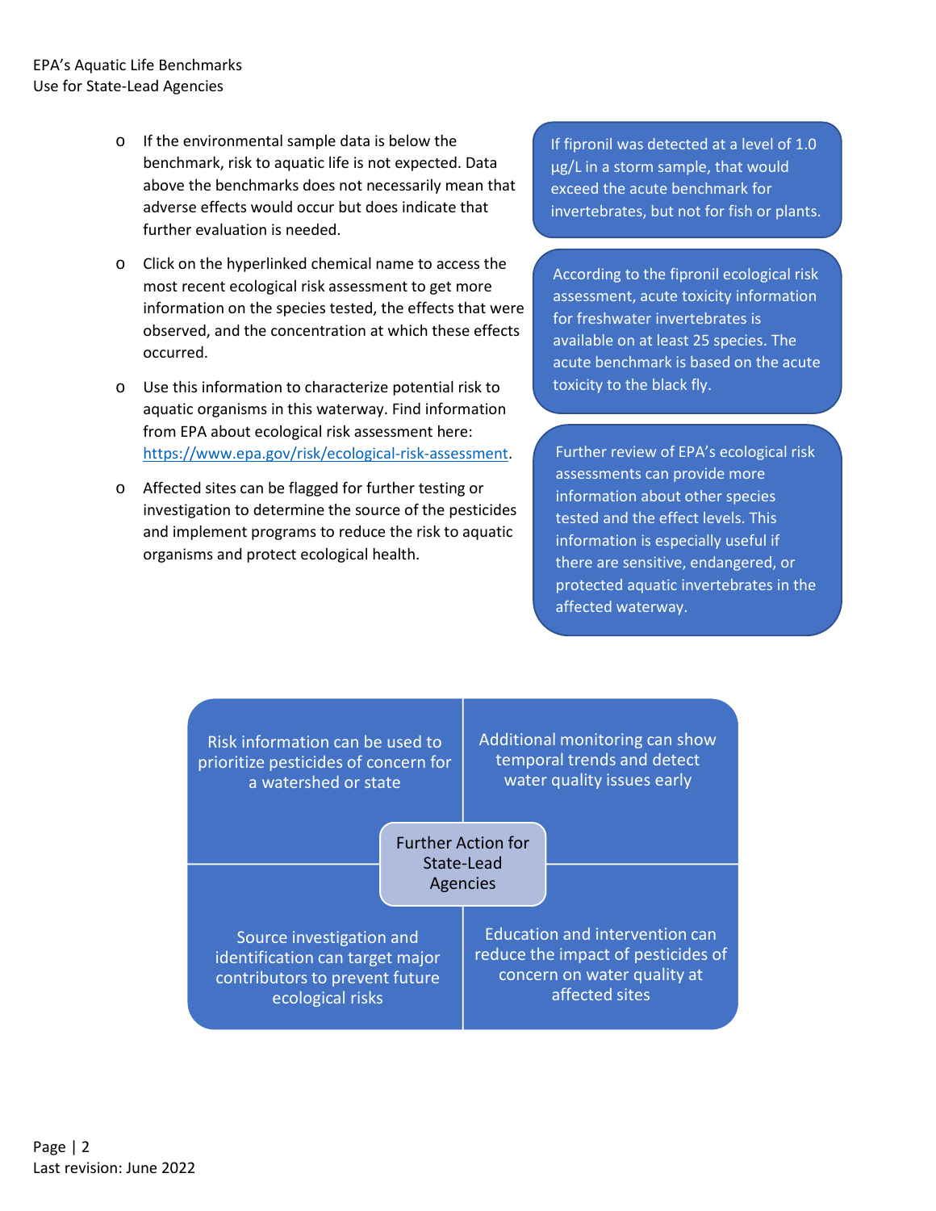- If the environmental sample data is below the benchmark, risk to aquatic life is not expected. Data above the benchmarks does not necessarily mean that adverse effects would occur but does indicate that further evaluation is needed.
- Click on the hyperlinked chemical name to access the most recent ecological risk assessment to get more information on the species tested, the effects that were observed, and the concentration at which these effects occurred.
- Use this information to characterize potential risk to aquatic organisms in this waterway. Find information from EPA about ecological risk assessment here: [https://www.epa.gov/risk/ecological-risk-assessment](https://www.epa.gov/risk/ecological-risk-assessment).
- Affected sites can be flagged for further testing or investigation to determine the source of the pesticides and implement programs to reduce the risk to aquatic organisms and protect ecological health.

> If fipronil was detected at a level of 1.0 µg/L in a storm sample, that would exceed the acute benchmark for invertebrates, but not for fish or plants.

> According to the fipronil ecological risk assessment, acute toxicity information for freshwater invertebrates is available on at least 25 species. The acute benchmark is based on the acute toxicity to the black fly.

> Further review of EPA's ecological risk assessments can provide more information about other species tested and the effect levels. This information is especially useful if there are sensitive, endangered, or protected aquatic invertebrates in the affected waterway.

**Further Action for State-Lead Agencies**

- Risk information can be used to prioritize pesticides of concern for a watershed or state
- Additional monitoring can show temporal trends and detect water quality issues early
- Source investigation and identification can target major contributors to prevent future ecological risks
- Education and intervention can reduce the impact of pesticides of concern on water quality at affected sites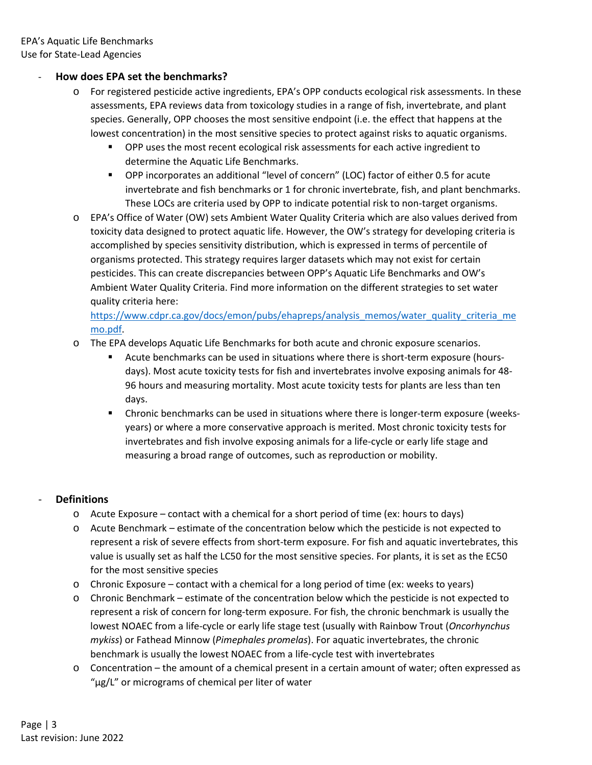- **How does EPA set the benchmarks?**
  - For registered pesticide active ingredients, EPA's OPP conducts ecological risk assessments. In these assessments, EPA reviews data from toxicology studies in a range of fish, invertebrate, and plant species. Generally, OPP chooses the most sensitive endpoint (i.e. the effect that happens at the lowest concentration) in the most sensitive species to protect against risks to aquatic organisms.
    - OPP uses the most recent ecological risk assessments for each active ingredient to determine the Aquatic Life Benchmarks.
    - OPP incorporates an additional "level of concern" (LOC) factor of either 0.5 for acute invertebrate and fish benchmarks or 1 for chronic invertebrate, fish, and plant benchmarks. These LOCs are criteria used by OPP to indicate potential risk to non-target organisms.
  - EPA's Office of Water (OW) sets Ambient Water Quality Criteria which are also values derived from toxicity data designed to protect aquatic life. However, the OW's strategy for developing criteria is accomplished by species sensitivity distribution, which is expressed in terms of percentile of organisms protected. This strategy requires larger datasets which may not exist for certain pesticides. This can create discrepancies between OPP's Aquatic Life Benchmarks and OW's Ambient Water Quality Criteria. Find more information on the different strategies to set water quality criteria here: [https://www.cdpr.ca.gov/docs/emon/pubs/ehapreps/analysis_memos/water_quality_criteria_memo.pdf](https://www.cdpr.ca.gov/docs/emon/pubs/ehapreps/analysis_memos/water_quality_criteria_memo.pdf).
  - The EPA develops Aquatic Life Benchmarks for both acute and chronic exposure scenarios.
    - Acute benchmarks can be used in situations where there is short-term exposure (hours-days). Most acute toxicity tests for fish and invertebrates involve exposing animals for 48-96 hours and measuring mortality. Most acute toxicity tests for plants are less than ten days.
    - Chronic benchmarks can be used in situations where there is longer-term exposure (weeks-years) or where a more conservative approach is merited. Most chronic toxicity tests for invertebrates and fish involve exposing animals for a life-cycle or early life stage and measuring a broad range of outcomes, such as reproduction or mobility.

- **Definitions**
  - Acute Exposure – contact with a chemical for a short period of time (ex: hours to days)
  - Acute Benchmark – estimate of the concentration below which the pesticide is not expected to represent a risk of severe effects from short-term exposure. For fish and aquatic invertebrates, this value is usually set as half the LC50 for the most sensitive species. For plants, it is set as the EC50 for the most sensitive species
  - Chronic Exposure – contact with a chemical for a long period of time (ex: weeks to years)
  - Chronic Benchmark – estimate of the concentration below which the pesticide is not expected to represent a risk of concern for long-term exposure. For fish, the chronic benchmark is usually the lowest NOAEC from a life-cycle or early life stage test (usually with Rainbow Trout (*Oncorhynchus mykiss*) or Fathead Minnow (*Pimephales promelas*). For aquatic invertebrates, the chronic benchmark is usually the lowest NOAEC from a life-cycle test with invertebrates
  - Concentration – the amount of a chemical present in a certain amount of water; often expressed as "µg/L" or micrograms of chemical per liter of water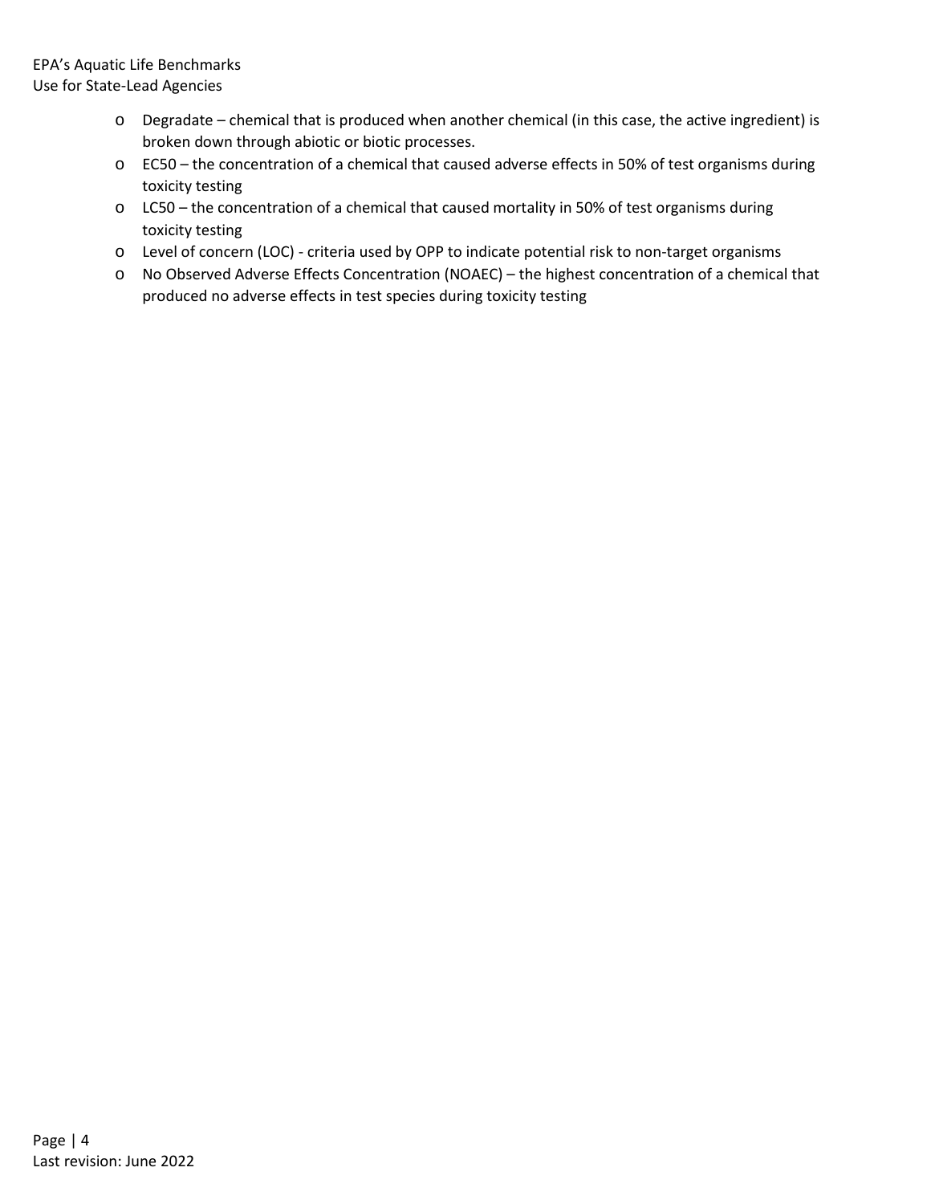- Degradate – chemical that is produced when another chemical (in this case, the active ingredient) is broken down through abiotic or biotic processes.
- EC50 – the concentration of a chemical that caused adverse effects in 50% of test organisms during toxicity testing
- LC50 – the concentration of a chemical that caused mortality in 50% of test organisms during toxicity testing
- Level of concern (LOC) - criteria used by OPP to indicate potential risk to non-target organisms
- No Observed Adverse Effects Concentration (NOAEC) – the highest concentration of a chemical that produced no adverse effects in test species during toxicity testing